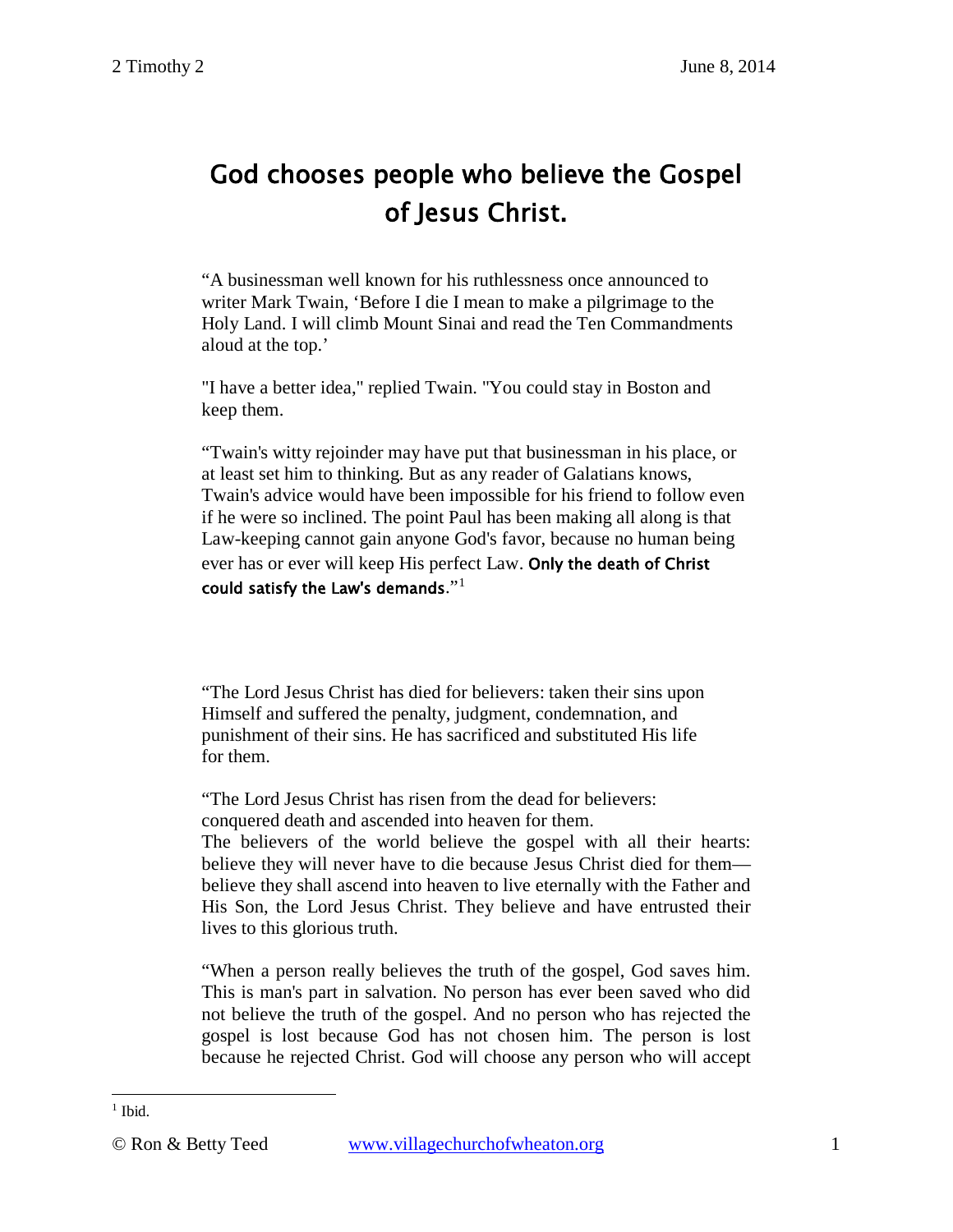# God chooses people who believe the Gospel of Jesus Christ.

"A businessman well known for his ruthlessness once announced to writer Mark Twain, 'Before I die I mean to make a pilgrimage to the Holy Land. I will climb Mount Sinai and read the Ten Commandments aloud at the top.'

"I have a better idea," replied Twain. "You could stay in Boston and keep them.

"Twain's witty rejoinder may have put that businessman in his place, or at least set him to thinking. But as any reader of Galatians knows, Twain's advice would have been impossible for his friend to follow even if he were so inclined. The point Paul has been making all along is that Law-keeping cannot gain anyone God's favor, because no human being ever has or ever will keep His perfect Law. **Only the death of Christ could satisfy the Law's demands**."[1]

"The Lord Jesus Christ has died for believers: taken their sins upon Himself and suffered the penalty, judgment, condemnation, and punishment of their sins. He has sacrificed and substituted His life for them.

"The Lord Jesus Christ has risen from the dead for believers: conquered death and ascended into heaven for them.
The believers of the world believe the gospel with all their hearts: believe they will never have to die because Jesus Christ died for them—believe they shall ascend into heaven to live eternally with the Father and His Son, the Lord Jesus Christ. They believe and have entrusted their lives to this glorious truth.

"When a person really believes the truth of the gospel, God saves him. This is man's part in salvation. No person has ever been saved who did not believe the truth of the gospel. And no person who has rejected the gospel is lost because God has not chosen him. The person is lost because he rejected Christ. God will choose any person who will accept

[1] Ibid.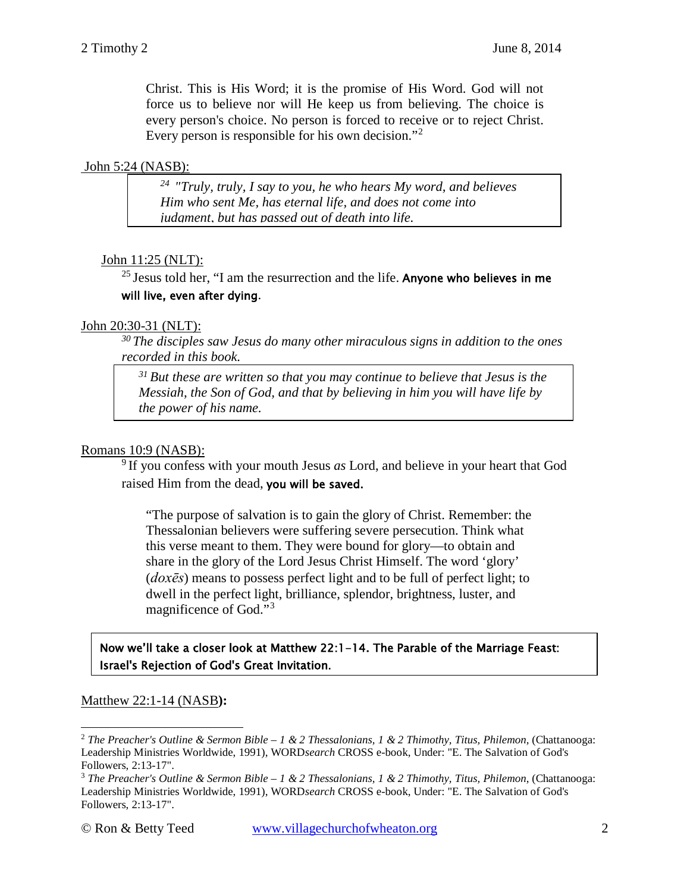Christ. This is His Word; it is the promise of His Word. God will not force us to believe nor will He keep us from believing. The choice is every person's choice. No person is forced to receive or to reject Christ. Every person is responsible for his own decision."[2]

John 5:24 (NASB):

> *24 "Truly, truly, I say to you, he who hears My word, and believes Him who sent Me, has eternal life, and does not come into judgment, but has passed out of death into life.*

John 11:25 (NLT):

25 Jesus told her, "I am the resurrection and the life. **Anyone who believes in me will live, even after dying**.

John 20:30-31 (NLT):

*30 The disciples saw Jesus do many other miraculous signs in addition to the ones recorded in this book.*

> *31 But these are written so that you may continue to believe that Jesus is the Messiah, the Son of God, and that by believing in him you will have life by the power of his name.*

Romans 10:9 (NASB):

9 If you confess with your mouth Jesus *as* Lord, and believe in your heart that God raised Him from the dead, **you will be saved.**

"The purpose of salvation is to gain the glory of Christ. Remember: the Thessalonian believers were suffering severe persecution. Think what this verse meant to them. They were bound for glory—to obtain and share in the glory of the Lord Jesus Christ Himself. The word 'glory' (*doxēs*) means to possess perfect light and to be full of perfect light; to dwell in the perfect light, brilliance, splendor, brightness, luster, and magnificence of God."[3]

**Now we'll take a closer look at Matthew 22:1-14. The Parable of the Marriage Feast: Israel's Rejection of God's Great Invitation.**

Matthew 22:1-14 (NASB**):**

---

[2] *The Preacher's Outline & Sermon Bible – 1 & 2 Thessalonians, 1 & 2 Thimothy, Titus, Philemon*, (Chattanooga: Leadership Ministries Worldwide, 1991), WORD*search* CROSS e-book, Under: "E. The Salvation of God's Followers, 2:13-17".

[3] *The Preacher's Outline & Sermon Bible – 1 & 2 Thessalonians, 1 & 2 Thimothy, Titus, Philemon*, (Chattanooga: Leadership Ministries Worldwide, 1991), WORD*search* CROSS e-book, Under: "E. The Salvation of God's Followers, 2:13-17".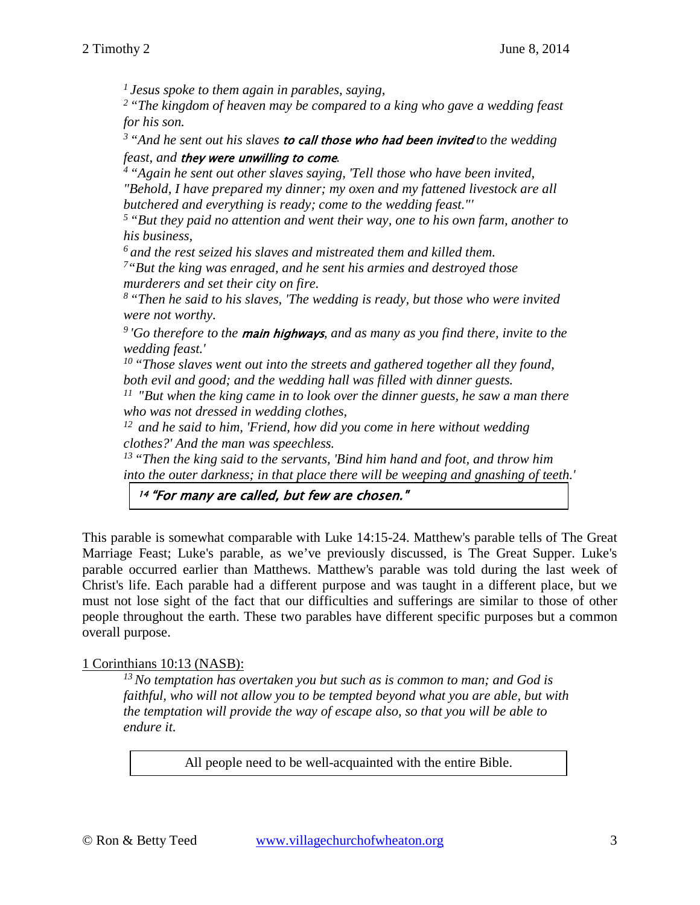*[1] Jesus spoke to them again in parables, saying,*
*[2] "The kingdom of heaven may be compared to a king who gave a wedding feast for his son.*
*[3] "And he sent out his slaves* ***to call those who had been invited*** *to the wedding feast, and* ***they were unwilling to come****.*
*[4] "Again he sent out other slaves saying, 'Tell those who have been invited, "Behold, I have prepared my dinner; my oxen and my fattened livestock are all butchered and everything is ready; come to the wedding feast."'*
*[5] "But they paid no attention and went their way, one to his own farm, another to his business,*
*[6] and the rest seized his slaves and mistreated them and killed them.*
*[7] "But the king was enraged, and he sent his armies and destroyed those murderers and set their city on fire.*
*[8] "Then he said to his slaves, 'The wedding is ready, but those who were invited were not worthy.*
*[9] 'Go therefore to the* ***main highways****, and as many as you find there, invite to the wedding feast.'*
*[10] "Those slaves went out into the streets and gathered together all they found, both evil and good; and the wedding hall was filled with dinner guests.*
*[11] "But when the king came in to look over the dinner guests, he saw a man there who was not dressed in wedding clothes,*
*[12] and he said to him, 'Friend, how did you come in here without wedding clothes?' And the man was speechless.*
*[13] "Then the king said to the servants, 'Bind him hand and foot, and throw him into the outer darkness; in that place there will be weeping and gnashing of teeth.'*

***[14] "For many are called, but few are chosen."***

This parable is somewhat comparable with Luke 14:15-24. Matthew's parable tells of The Great Marriage Feast; Luke's parable, as we've previously discussed, is The Great Supper. Luke's parable occurred earlier than Matthews. Matthew's parable was told during the last week of Christ's life. Each parable had a different purpose and was taught in a different place, but we must not lose sight of the fact that our difficulties and sufferings are similar to those of other people throughout the earth. These two parables have different specific purposes but a common overall purpose.

1 Corinthians 10:13 (NASB):

*[13] No temptation has overtaken you but such as is common to man; and God is faithful, who will not allow you to be tempted beyond what you are able, but with the temptation will provide the way of escape also, so that you will be able to endure it.*

All people need to be well-acquainted with the entire Bible.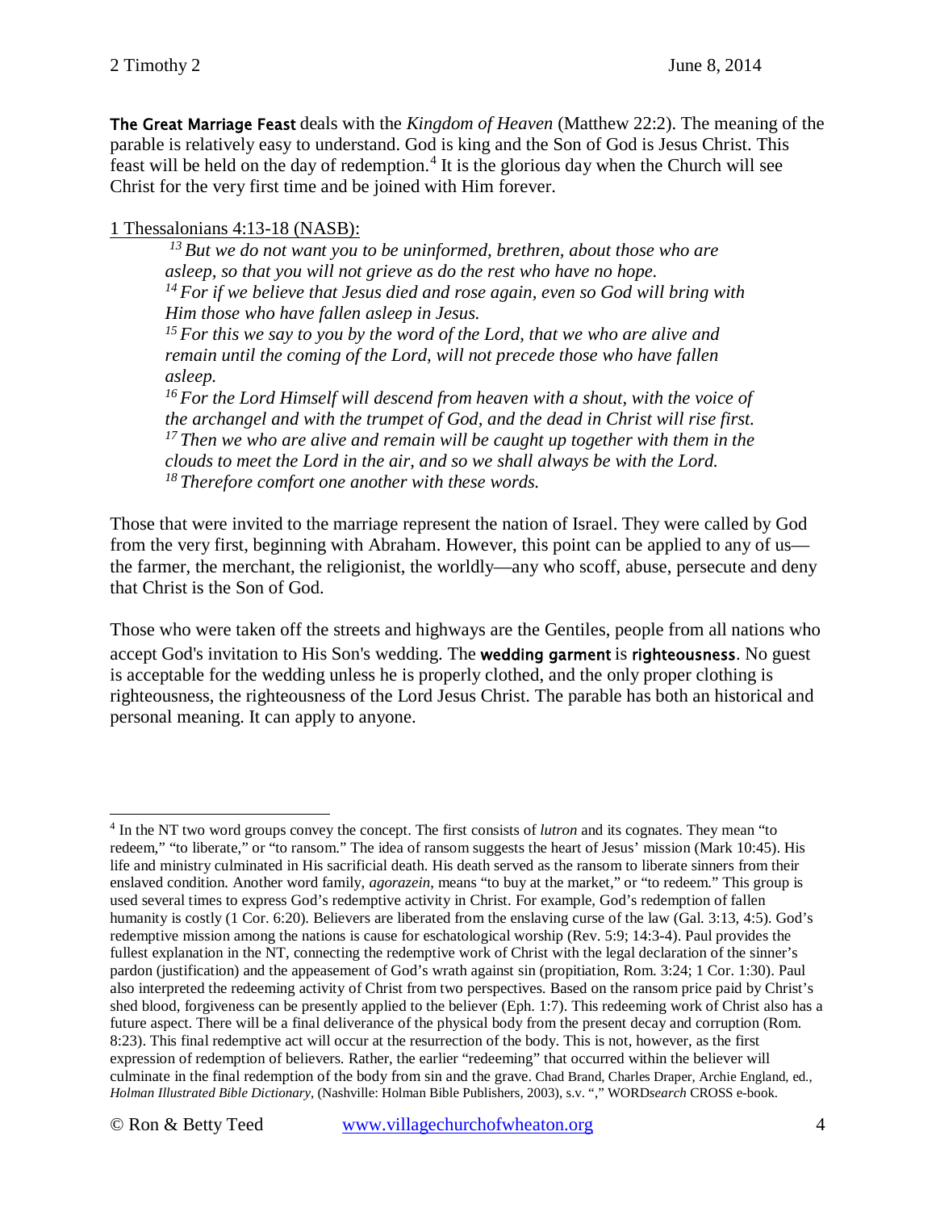**The Great Marriage Feast** deals with the *Kingdom of Heaven* (Matthew 22:2). The meaning of the parable is relatively easy to understand. God is king and the Son of God is Jesus Christ. This feast will be held on the day of redemption.[4] It is the glorious day when the Church will see Christ for the very first time and be joined with Him forever.

1 Thessalonians 4:13-18 (NASB):

> [13] *But we do not want you to be uninformed, brethren, about those who are asleep, so that you will not grieve as do the rest who have no hope.*
> [14] *For if we believe that Jesus died and rose again, even so God will bring with Him those who have fallen asleep in Jesus.*
> [15] *For this we say to you by the word of the Lord, that we who are alive and remain until the coming of the Lord, will not precede those who have fallen asleep.*
> [16] *For the Lord Himself will descend from heaven with a shout, with the voice of the archangel and with the trumpet of God, and the dead in Christ will rise first.*
> [17] *Then we who are alive and remain will be caught up together with them in the clouds to meet the Lord in the air, and so we shall always be with the Lord.*
> [18] *Therefore comfort one another with these words.*

Those that were invited to the marriage represent the nation of Israel. They were called by God from the very first, beginning with Abraham. However, this point can be applied to any of us—the farmer, the merchant, the religionist, the worldly—any who scoff, abuse, persecute and deny that Christ is the Son of God.

Those who were taken off the streets and highways are the Gentiles, people from all nations who accept God's invitation to His Son's wedding. The **wedding garment** is **righteousness**. No guest is acceptable for the wedding unless he is properly clothed, and the only proper clothing is righteousness, the righteousness of the Lord Jesus Christ. The parable has both an historical and personal meaning. It can apply to anyone.

---

[4] In the NT two word groups convey the concept. The first consists of *lutron* and its cognates. They mean "to redeem," "to liberate," or "to ransom." The idea of ransom suggests the heart of Jesus' mission (Mark 10:45). His life and ministry culminated in His sacrificial death. His death served as the ransom to liberate sinners from their enslaved condition. Another word family, *agorazein*, means "to buy at the market," or "to redeem." This group is used several times to express God's redemptive activity in Christ. For example, God's redemption of fallen humanity is costly (1 Cor. 6:20). Believers are liberated from the enslaving curse of the law (Gal. 3:13, 4:5). God's redemptive mission among the nations is cause for eschatological worship (Rev. 5:9; 14:3-4). Paul provides the fullest explanation in the NT, connecting the redemptive work of Christ with the legal declaration of the sinner's pardon (justification) and the appeasement of God's wrath against sin (propitiation, Rom. 3:24; 1 Cor. 1:30). Paul also interpreted the redeeming activity of Christ from two perspectives. Based on the ransom price paid by Christ's shed blood, forgiveness can be presently applied to the believer (Eph. 1:7). This redeeming work of Christ also has a future aspect. There will be a final deliverance of the physical body from the present decay and corruption (Rom. 8:23). This final redemptive act will occur at the resurrection of the body. This is not, however, as the first expression of redemption of believers. Rather, the earlier "redeeming" that occurred within the believer will culminate in the final redemption of the body from sin and the grave. Chad Brand, Charles Draper, Archie England, ed., *Holman Illustrated Bible Dictionary*, (Nashville: Holman Bible Publishers, 2003), s.v. "," WORD*search* CROSS e-book.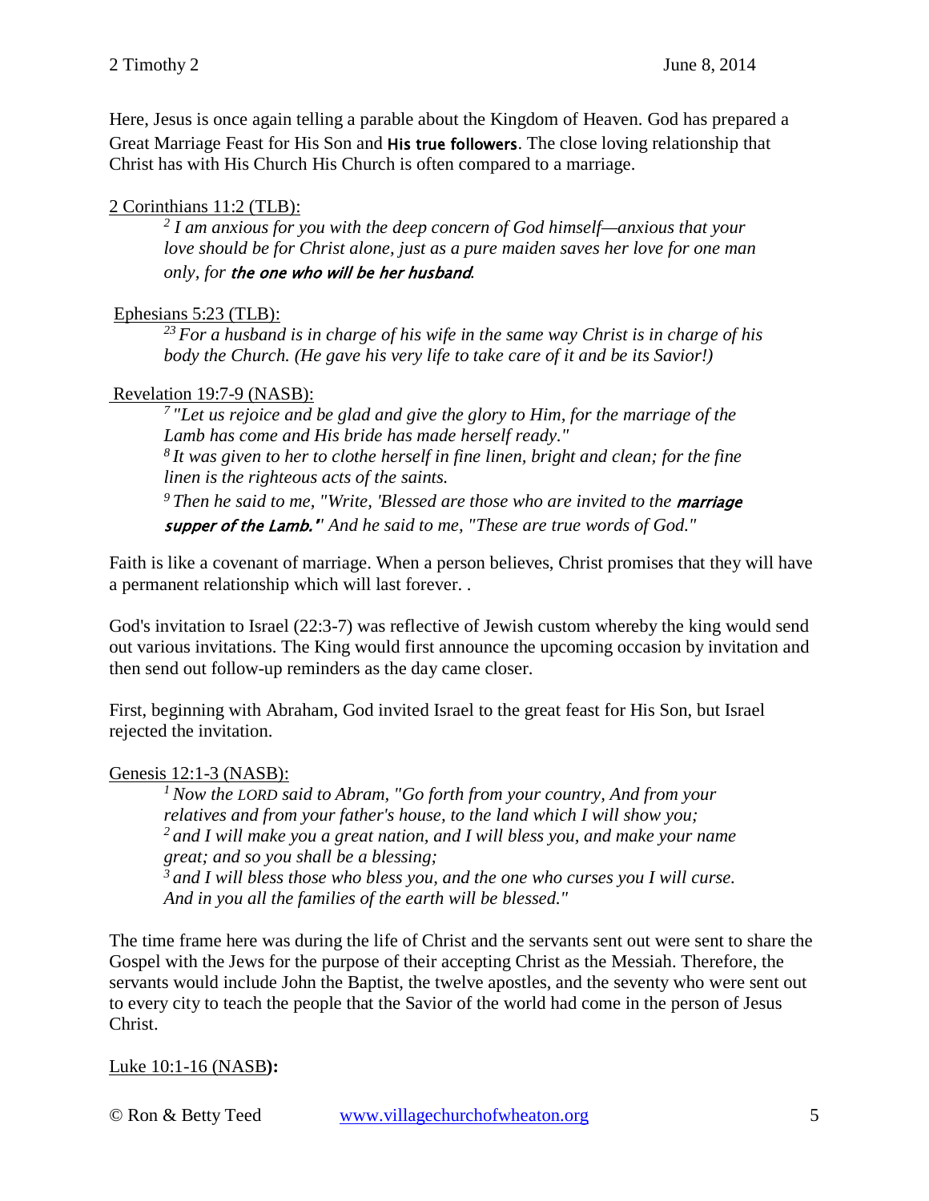Here, Jesus is once again telling a parable about the Kingdom of Heaven. God has prepared a Great Marriage Feast for His Son and **His true followers**. The close loving relationship that Christ has with His Church His Church is often compared to a marriage.

2 Corinthians 11:2 (TLB):

> [2] *I am anxious for you with the deep concern of God himself—anxious that your love should be for Christ alone, just as a pure maiden saves her love for one man only, for* ***the one who will be her husband****.*

Ephesians 5:23 (TLB):

> [23] *For a husband is in charge of his wife in the same way Christ is in charge of his body the Church. (He gave his very life to take care of it and be its Savior!)*

Revelation 19:7-9 (NASB):

> [7] *"Let us rejoice and be glad and give the glory to Him, for the marriage of the Lamb has come and His bride has made herself ready."*
> [8] *It was given to her to clothe herself in fine linen, bright and clean; for the fine linen is the righteous acts of the saints.*
> [9] *Then he said to me, "Write, 'Blessed are those who are invited to the* ***marriage supper of the Lamb.'"*** *And he said to me, "These are true words of God."*

Faith is like a covenant of marriage. When a person believes, Christ promises that they will have a permanent relationship which will last forever. .

God's invitation to Israel (22:3-7) was reflective of Jewish custom whereby the king would send out various invitations. The King would first announce the upcoming occasion by invitation and then send out follow-up reminders as the day came closer.

First, beginning with Abraham, God invited Israel to the great feast for His Son, but Israel rejected the invitation.

Genesis 12:1-3 (NASB):

> [1] *Now the LORD said to Abram, "Go forth from your country, And from your relatives and from your father's house, to the land which I will show you;*
> [2] *and I will make you a great nation, and I will bless you, and make your name great; and so you shall be a blessing;*
> [3] *and I will bless those who bless you, and the one who curses you I will curse. And in you all the families of the earth will be blessed."*

The time frame here was during the life of Christ and the servants sent out were sent to share the Gospel with the Jews for the purpose of their accepting Christ as the Messiah. Therefore, the servants would include John the Baptist, the twelve apostles, and the seventy who were sent out to every city to teach the people that the Savior of the world had come in the person of Jesus Christ.

Luke 10:1-16 (NASB**):**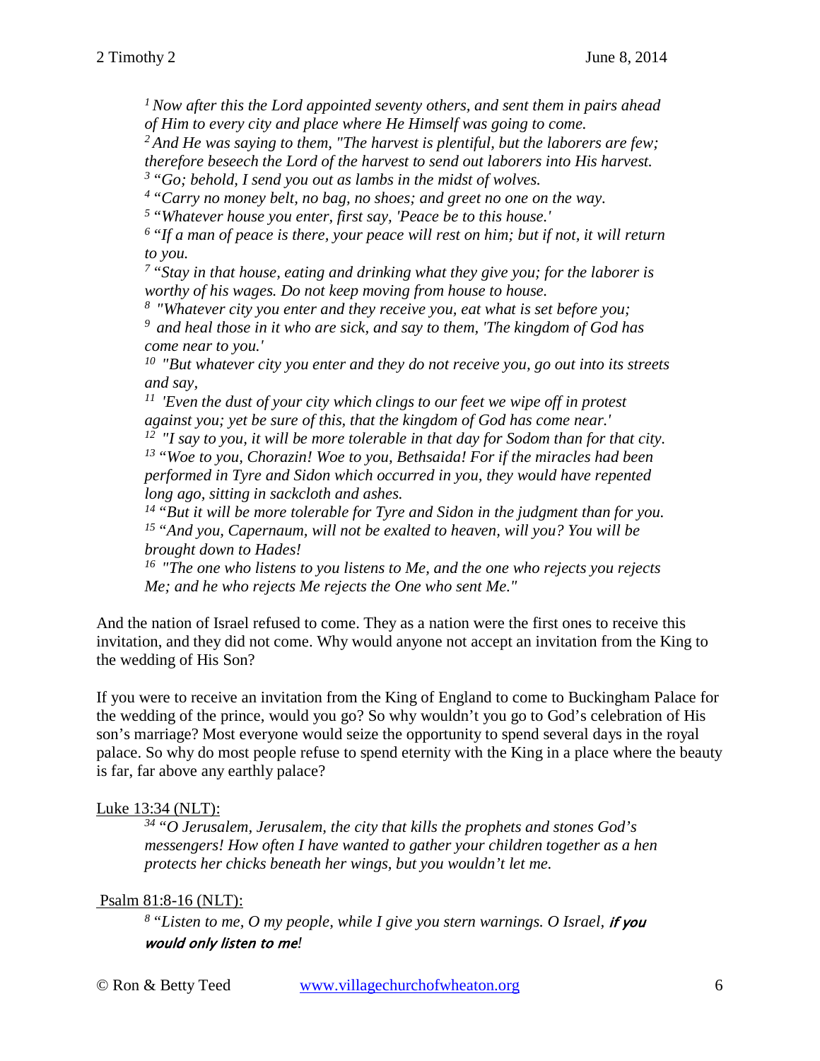> *[1] Now after this the Lord appointed seventy others, and sent them in pairs ahead of Him to every city and place where He Himself was going to come.*
> *[2] And He was saying to them, "The harvest is plentiful, but the laborers are few; therefore beseech the Lord of the harvest to send out laborers into His harvest.*
> *[3] "Go; behold, I send you out as lambs in the midst of wolves.*
> *[4] "Carry no money belt, no bag, no shoes; and greet no one on the way.*
> *[5] "Whatever house you enter, first say, 'Peace be to this house.'*
> *[6] "If a man of peace is there, your peace will rest on him; but if not, it will return to you.*
> *[7] "Stay in that house, eating and drinking what they give you; for the laborer is worthy of his wages. Do not keep moving from house to house.*
> *[8] "Whatever city you enter and they receive you, eat what is set before you;*
> *[9] and heal those in it who are sick, and say to them, 'The kingdom of God has come near to you.'*
> *[10] "But whatever city you enter and they do not receive you, go out into its streets and say,*
> *[11] 'Even the dust of your city which clings to our feet we wipe off in protest against you; yet be sure of this, that the kingdom of God has come near.'*
> *[12] "I say to you, it will be more tolerable in that day for Sodom than for that city.*
> *[13] "Woe to you, Chorazin! Woe to you, Bethsaida! For if the miracles had been performed in Tyre and Sidon which occurred in you, they would have repented long ago, sitting in sackcloth and ashes.*
> *[14] "But it will be more tolerable for Tyre and Sidon in the judgment than for you.*
> *[15] "And you, Capernaum, will not be exalted to heaven, will you? You will be brought down to Hades!*
> *[16] "The one who listens to you listens to Me, and the one who rejects you rejects Me; and he who rejects Me rejects the One who sent Me."*

And the nation of Israel refused to come. They as a nation were the first ones to receive this invitation, and they did not come. Why would anyone not accept an invitation from the King to the wedding of His Son?

If you were to receive an invitation from the King of England to come to Buckingham Palace for the wedding of the prince, would you go? So why wouldn't you go to God's celebration of His son's marriage? Most everyone would seize the opportunity to spend several days in the royal palace. So why do most people refuse to spend eternity with the King in a place where the beauty is far, far above any earthly palace?

Luke 13:34 (NLT):

> *[34] "O Jerusalem, Jerusalem, the city that kills the prophets and stones God's messengers! How often I have wanted to gather your children together as a hen protects her chicks beneath her wings, but you wouldn't let me.*

Psalm 81:8-16 (NLT):

> *[8] "Listen to me, O my people, while I give you stern warnings. O Israel,* ***if you would only listen to me****!*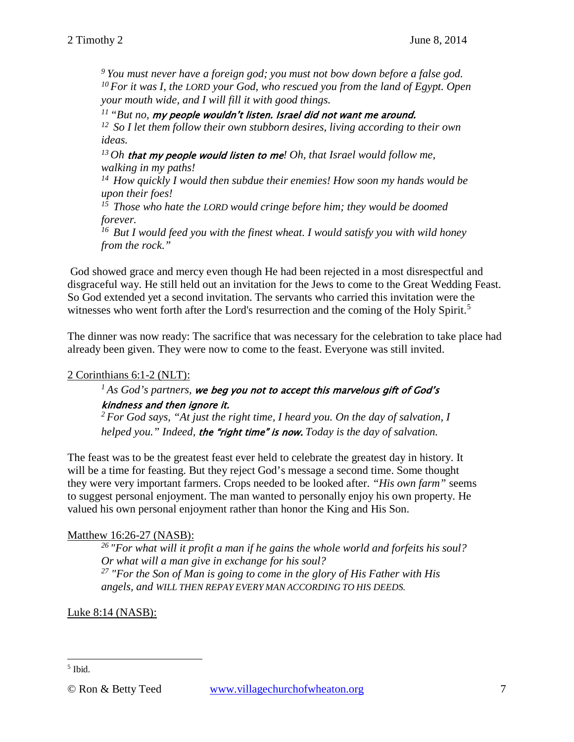*[9] You must never have a foreign god; you must not bow down before a false god.*
*[10] For it was I, the LORD your God, who rescued you from the land of Egypt. Open your mouth wide, and I will fill it with good things.*
*[11] "But no, **my people wouldn't listen. Israel did not want me around.***
*[12] So I let them follow their own stubborn desires, living according to their own ideas.*
*[13] Oh **that my people would listen to me**! Oh, that Israel would follow me, walking in my paths!*
*[14] How quickly I would then subdue their enemies! How soon my hands would be upon their foes!*
*[15] Those who hate the LORD would cringe before him; they would be doomed forever.*
*[16] But I would feed you with the finest wheat. I would satisfy you with wild honey from the rock."*

God showed grace and mercy even though He had been rejected in a most disrespectful and disgraceful way. He still held out an invitation for the Jews to come to the Great Wedding Feast. So God extended yet a second invitation. The servants who carried this invitation were the witnesses who went forth after the Lord's resurrection and the coming of the Holy Spirit.[5]

The dinner was now ready: The sacrifice that was necessary for the celebration to take place had already been given. They were now to come to the feast. Everyone was still invited.

<u>2 Corinthians 6:1-2 (NLT):</u>

*[1] As God's partners, **we beg you not to accept this marvelous gift of God's kindness and then ignore it.***
*[2] For God says, "At just the right time, I heard you. On the day of salvation, I helped you." Indeed, **the "right time" is now.** Today is the day of salvation.*

The feast was to be the greatest feast ever held to celebrate the greatest day in history. It will be a time for feasting. But they reject God's message a second time. Some thought they were very important farmers. Crops needed to be looked after. *"His own farm"* seems to suggest personal enjoyment. The man wanted to personally enjoy his own property. He valued his own personal enjoyment rather than honor the King and His Son.

<u>Matthew 16:26-27 (NASB):</u>

*[26] "For what will it profit a man if he gains the whole world and forfeits his soul? Or what will a man give in exchange for his soul?*
*[27] "For the Son of Man is going to come in the glory of His Father with His angels, and WILL THEN REPAY EVERY MAN ACCORDING TO HIS DEEDS.*

<u>Luke 8:14 (NASB):</u>

---

[5] Ibid.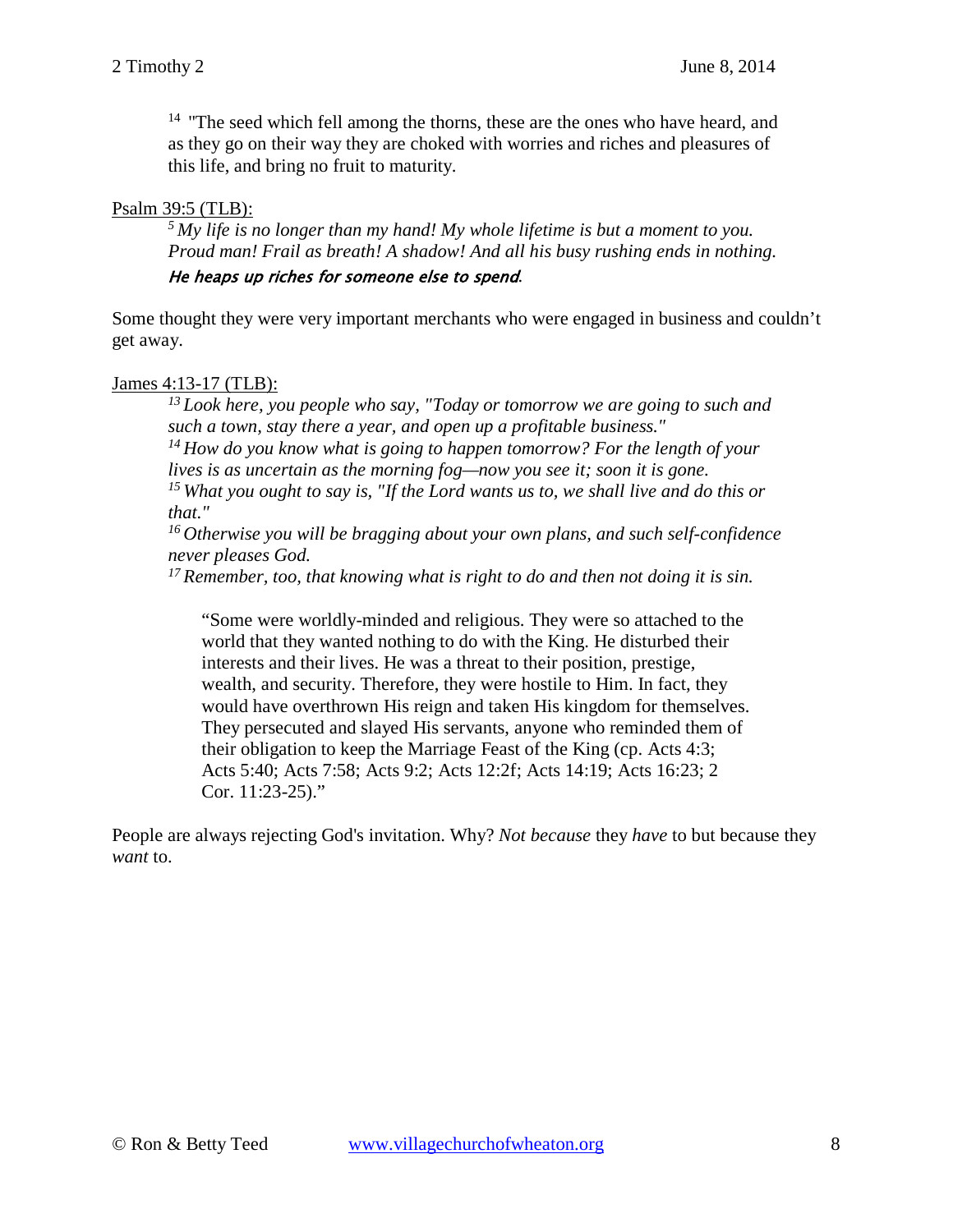[14] "The seed which fell among the thorns, these are the ones who have heard, and as they go on their way they are choked with worries and riches and pleasures of this life, and bring no fruit to maturity.

Psalm 39:5 (TLB):

> [5] *My life is no longer than my hand! My whole lifetime is but a moment to you. Proud man! Frail as breath! A shadow! And all his busy rushing ends in nothing.*
> ***He heaps up riches for someone else to spend.***

Some thought they were very important merchants who were engaged in business and couldn't get away.

James 4:13-17 (TLB):

> [13] *Look here, you people who say, "Today or tomorrow we are going to such and such a town, stay there a year, and open up a profitable business."*
> [14] *How do you know what is going to happen tomorrow? For the length of your lives is as uncertain as the morning fog—now you see it; soon it is gone.*
> [15] *What you ought to say is, "If the Lord wants us to, we shall live and do this or that."*
> [16] *Otherwise you will be bragging about your own plans, and such self-confidence never pleases God.*
> [17] *Remember, too, that knowing what is right to do and then not doing it is sin.*

> "Some were worldly-minded and religious. They were so attached to the world that they wanted nothing to do with the King. He disturbed their interests and their lives. He was a threat to their position, prestige, wealth, and security. Therefore, they were hostile to Him. In fact, they would have overthrown His reign and taken His kingdom for themselves. They persecuted and slayed His servants, anyone who reminded them of their obligation to keep the Marriage Feast of the King (cp. Acts 4:3; Acts 5:40; Acts 7:58; Acts 9:2; Acts 12:2f; Acts 14:19; Acts 16:23; 2 Cor. 11:23-25)."

People are always rejecting God's invitation. Why? *Not because* they *have* to but because they *want* to.